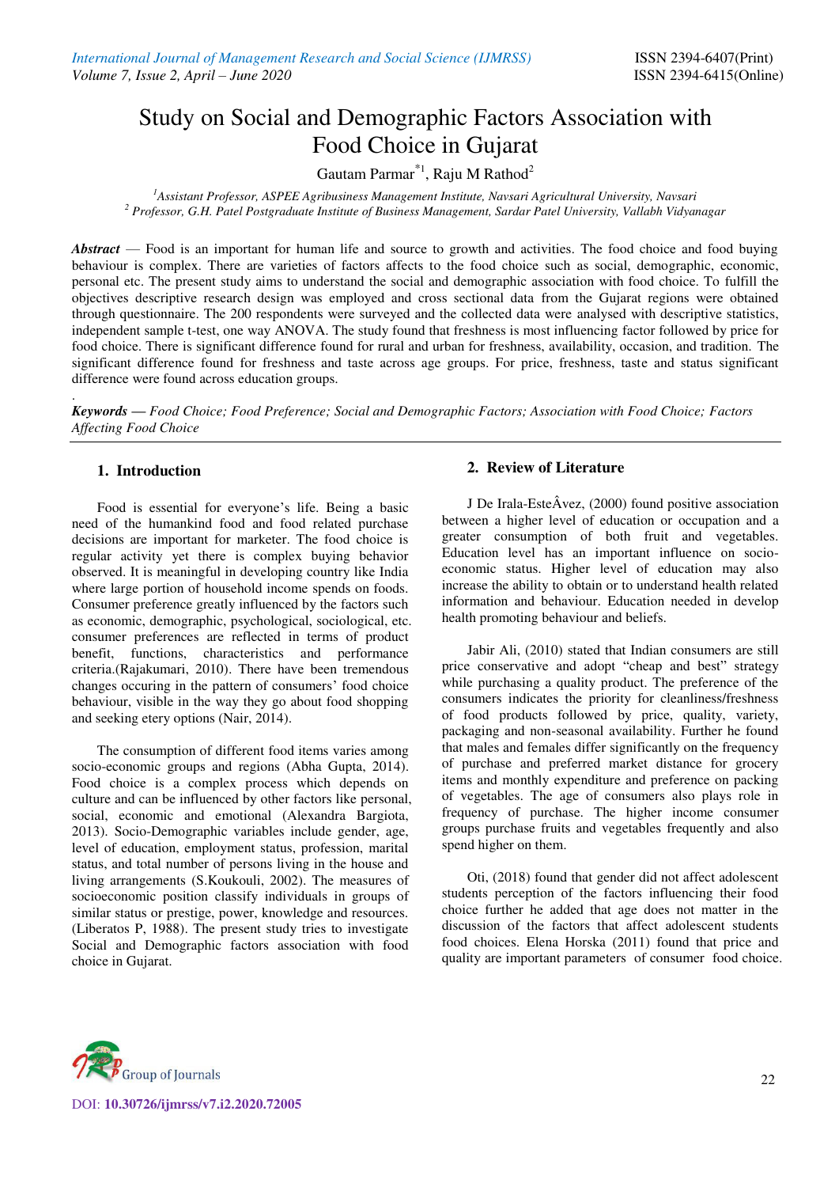# Study on Social and Demographic Factors Association with Food Choice in Gujarat

Gautam Parmar[*1], Raju M Rathod[2]

[1]*Assistant Professor, ASPEE Agribusiness Management Institute, Navsari Agricultural University, Navsari*
[2] *Professor, G.H. Patel Postgraduate Institute of Business Management, Sardar Patel University, Vallabh Vidyanagar*

***Abstract*** — Food is an important for human life and source to growth and activities. The food choice and food buying behaviour is complex. There are varieties of factors affects to the food choice such as social, demographic, economic, personal etc. The present study aims to understand the social and demographic association with food choice. To fulfill the objectives descriptive research design was employed and cross sectional data from the Gujarat regions were obtained through questionnaire. The 200 respondents were surveyed and the collected data were analysed with descriptive statistics, independent sample t-test, one way ANOVA. The study found that freshness is most influencing factor followed by price for food choice. There is significant difference found for rural and urban for freshness, availability, occasion, and tradition. The significant difference found for freshness and taste across age groups. For price, freshness, taste and status significant difference were found across education groups.

***Keywords*** — *Food Choice; Food Preference; Social and Demographic Factors; Association with Food Choice; Factors Affecting Food Choice*

## 1. Introduction

Food is essential for everyone's life. Being a basic need of the humankind food and food related purchase decisions are important for marketer. The food choice is regular activity yet there is complex buying behavior observed. It is meaningful in developing country like India where large portion of household income spends on foods. Consumer preference greatly influenced by the factors such as economic, demographic, psychological, sociological, etc. consumer preferences are reflected in terms of product benefit, functions, characteristics and performance criteria.(Rajakumari, 2010). There have been tremendous changes occuring in the pattern of consumers' food choice behaviour, visible in the way they go about food shopping and seeking etery options (Nair, 2014).

The consumption of different food items varies among socio-economic groups and regions (Abha Gupta, 2014). Food choice is a complex process which depends on culture and can be influenced by other factors like personal, social, economic and emotional (Alexandra Bargiota, 2013). Socio-Demographic variables include gender, age, level of education, employment status, profession, marital status, and total number of persons living in the house and living arrangements (S.Koukouli, 2002). The measures of socioeconomic position classify individuals in groups of similar status or prestige, power, knowledge and resources. (Liberatos P, 1988). The present study tries to investigate Social and Demographic factors association with food choice in Gujarat.

## 2. Review of Literature

J De Irala-EsteÂvez, (2000) found positive association between a higher level of education or occupation and a greater consumption of both fruit and vegetables. Education level has an important influence on socio-economic status. Higher level of education may also increase the ability to obtain or to understand health related information and behaviour. Education needed in develop health promoting behaviour and beliefs.

Jabir Ali, (2010) stated that Indian consumers are still price conservative and adopt "cheap and best" strategy while purchasing a quality product. The preference of the consumers indicates the priority for cleanliness/freshness of food products followed by price, quality, variety, packaging and non-seasonal availability. Further he found that males and females differ significantly on the frequency of purchase and preferred market distance for grocery items and monthly expenditure and preference on packing of vegetables. The age of consumers also plays role in frequency of purchase. The higher income consumer groups purchase fruits and vegetables frequently and also spend higher on them.

Oti, (2018) found that gender did not affect adolescent students perception of the factors influencing their food choice further he added that age does not matter in the discussion of the factors that affect adolescent students food choices. Elena Horska (2011) found that price and quality are important parameters of consumer food choice.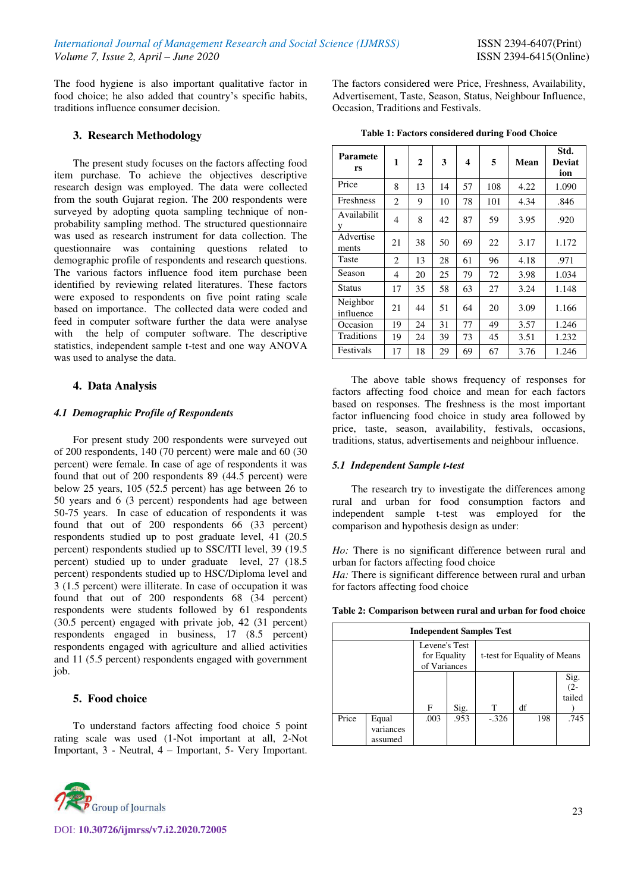The food hygiene is also important qualitative factor in food choice; he also added that country's specific habits, traditions influence consumer decision.

## 3. Research Methodology

The present study focuses on the factors affecting food item purchase. To achieve the objectives descriptive research design was employed. The data were collected from the south Gujarat region. The 200 respondents were surveyed by adopting quota sampling technique of non-probability sampling method. The structured questionnaire was used as research instrument for data collection. The questionnaire was containing questions related to demographic profile of respondents and research questions. The various factors influence food item purchase been identified by reviewing related literatures. These factors were exposed to respondents on five point rating scale based on importance. The collected data were coded and feed in computer software further the data were analyse with the help of computer software. The descriptive statistics, independent sample t-test and one way ANOVA was used to analyse the data.

## 4. Data Analysis

### *4.1 Demographic Profile of Respondents*

For present study 200 respondents were surveyed out of 200 respondents, 140 (70 percent) were male and 60 (30 percent) were female. In case of age of respondents it was found that out of 200 respondents 89 (44.5 percent) were below 25 years, 105 (52.5 percent) has age between 26 to 50 years and 6 (3 percent) respondents had age between 50-75 years. In case of education of respondents it was found that out of 200 respondents 66 (33 percent) respondents studied up to post graduate level, 41 (20.5 percent) respondents studied up to SSC/ITI level, 39 (19.5 percent) studied up to under graduate level, 27 (18.5 percent) respondents studied up to HSC/Diploma level and 3 (1.5 percent) were illiterate. In case of occupation it was found that out of 200 respondents 68 (34 percent) respondents were students followed by 61 respondents (30.5 percent) engaged with private job, 42 (31 percent) respondents engaged in business, 17 (8.5 percent) respondents engaged with agriculture and allied activities and 11 (5.5 percent) respondents engaged with government job.

## 5. Food choice

To understand factors affecting food choice 5 point rating scale was used (1-Not important at all, 2-Not Important, 3 - Neutral, 4 – Important, 5- Very Important. The factors considered were Price, Freshness, Availability, Advertisement, Taste, Season, Status, Neighbour Influence, Occasion, Traditions and Festivals.

**Table 1: Factors considered during Food Choice**

| Parameters | 1 | 2 | 3 | 4 | 5 | Mean | Std. Deviation |
|---|---|---|---|---|---|---|---|
| Price | 8 | 13 | 14 | 57 | 108 | 4.22 | 1.090 |
| Freshness | 2 | 9 | 10 | 78 | 101 | 4.34 | .846 |
| Availability | 4 | 8 | 42 | 87 | 59 | 3.95 | .920 |
| Advertisements | 21 | 38 | 50 | 69 | 22 | 3.17 | 1.172 |
| Taste | 2 | 13 | 28 | 61 | 96 | 4.18 | .971 |
| Season | 4 | 20 | 25 | 79 | 72 | 3.98 | 1.034 |
| Status | 17 | 35 | 58 | 63 | 27 | 3.24 | 1.148 |
| Neighbor influence | 21 | 44 | 51 | 64 | 20 | 3.09 | 1.166 |
| Occasion | 19 | 24 | 31 | 77 | 49 | 3.57 | 1.246 |
| Traditions | 19 | 24 | 39 | 73 | 45 | 3.51 | 1.232 |
| Festivals | 17 | 18 | 29 | 69 | 67 | 3.76 | 1.246 |

The above table shows frequency of responses for factors affecting food choice and mean for each factors based on responses. The freshness is the most important factor influencing food choice in study area followed by price, taste, season, availability, festivals, occasions, traditions, status, advertisements and neighbour influence.

### *5.1 Independent Sample t-test*

The research try to investigate the differences among rural and urban for food consumption factors and independent sample t-test was employed for the comparison and hypothesis design as under:

*Ho:* There is no significant difference between rural and urban for factors affecting food choice

*Ha:* There is significant difference between rural and urban for factors affecting food choice

**Table 2: Comparison between rural and urban for food choice**

| Independent Samples Test | | | | | | |
|---|---|---|---|---|---|---|
| | | Levene's Test for Equality of Variances | | t-test for Equality of Means | | |
| | | F | Sig. | T | df | Sig. (2-tailed) |
| Price | Equal variances assumed | .003 | .953 | -.326 | 198 | .745 |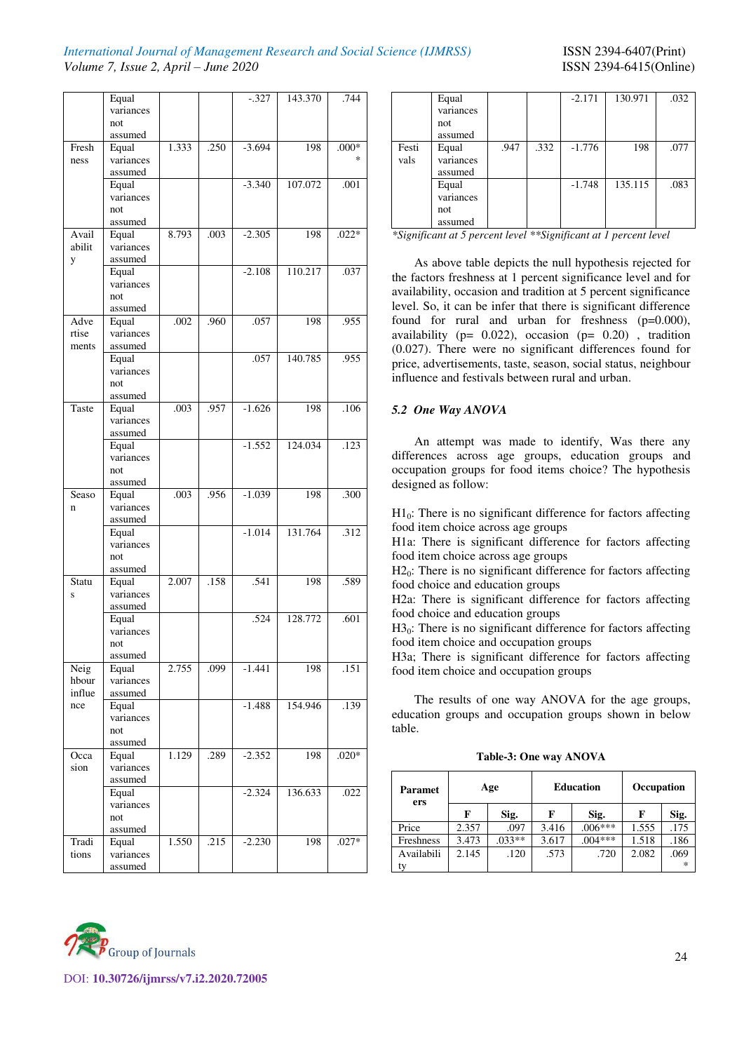| | | | | | | |
|---|---|---|---|---|---|---|
| | Equal variances not assumed | | | -.327 | 143.370 | .744 |
| Freshness | Equal variances assumed | 1.333 | .250 | -3.694 | 198 | .000** |
| | Equal variances not assumed | | | -3.340 | 107.072 | .001 |
| Availability | Equal variances assumed | 8.793 | .003 | -2.305 | 198 | .022* |
| | Equal variances not assumed | | | -2.108 | 110.217 | .037 |
| Advertisements | Equal variances assumed | .002 | .960 | .057 | 198 | .955 |
| | Equal variances not assumed | | | .057 | 140.785 | .955 |
| Taste | Equal variances assumed | .003 | .957 | -1.626 | 198 | .106 |
| | Equal variances not assumed | | | -1.552 | 124.034 | .123 |
| Season | Equal variances assumed | .003 | .956 | -1.039 | 198 | .300 |
| | Equal variances not assumed | | | -1.014 | 131.764 | .312 |
| Status | Equal variances assumed | 2.007 | .158 | .541 | 198 | .589 |
| | Equal variances not assumed | | | .524 | 128.772 | .601 |
| Neighbour influence | Equal variances assumed | 2.755 | .099 | -1.441 | 198 | .151 |
| | Equal variances not assumed | | | -1.488 | 154.946 | .139 |
| Occasion | Equal variances assumed | 1.129 | .289 | -2.352 | 198 | .020* |
| | Equal variances not assumed | | | -2.324 | 136.633 | .022 |
| Traditions | Equal variances assumed | 1.550 | .215 | -2.230 | 198 | .027* |
| | Equal variances not assumed | | | -2.171 | 130.971 | .032 |
| Festivals | Equal variances assumed | .947 | .332 | -1.776 | 198 | .077 |
| | Equal variances not assumed | | | -1.748 | 135.115 | .083 |

*\*Significant at 5 percent level \*\*Significant at 1 percent level*

As above table depicts the null hypothesis rejected for the factors freshness at 1 percent significance level and for availability, occasion and tradition at 5 percent significance level. So, it can be infer that there is significant difference found for rural and urban for freshness (p=0.000), availability (p= 0.022), occasion (p= 0.20) , tradition (0.027). There were no significant differences found for price, advertisements, taste, season, social status, neighbour influence and festivals between rural and urban.

### 5.2 One Way ANOVA

An attempt was made to identify, Was there any differences across age groups, education groups and occupation groups for food items choice? The hypothesis designed as follow:

$H1_0$: There is no significant difference for factors affecting food item choice across age groups
H1a: There is significant difference for factors affecting food item choice across age groups
$H2_0$: There is no significant difference for factors affecting food choice and education groups
H2a: There is significant difference for factors affecting food choice and education groups
$H3_0$: There is no significant difference for factors affecting food item choice and occupation groups
H3a; There is significant difference for factors affecting food item choice and occupation groups

The results of one way ANOVA for the age groups, education groups and occupation groups shown in below table.

**Table-3: One way ANOVA**

| Parameters | Age | | Education | | Occupation | |
|---|---|---|---|---|---|---|
| | F | Sig. | F | Sig. | F | Sig. |
| Price | 2.357 | .097 | 3.416 | .006*** | 1.555 | .175 |
| Freshness | 3.473 | .033** | 3.617 | .004*** | 1.518 | .186 |
| Availability | 2.145 | .120 | .573 | .720 | 2.082 | .069* |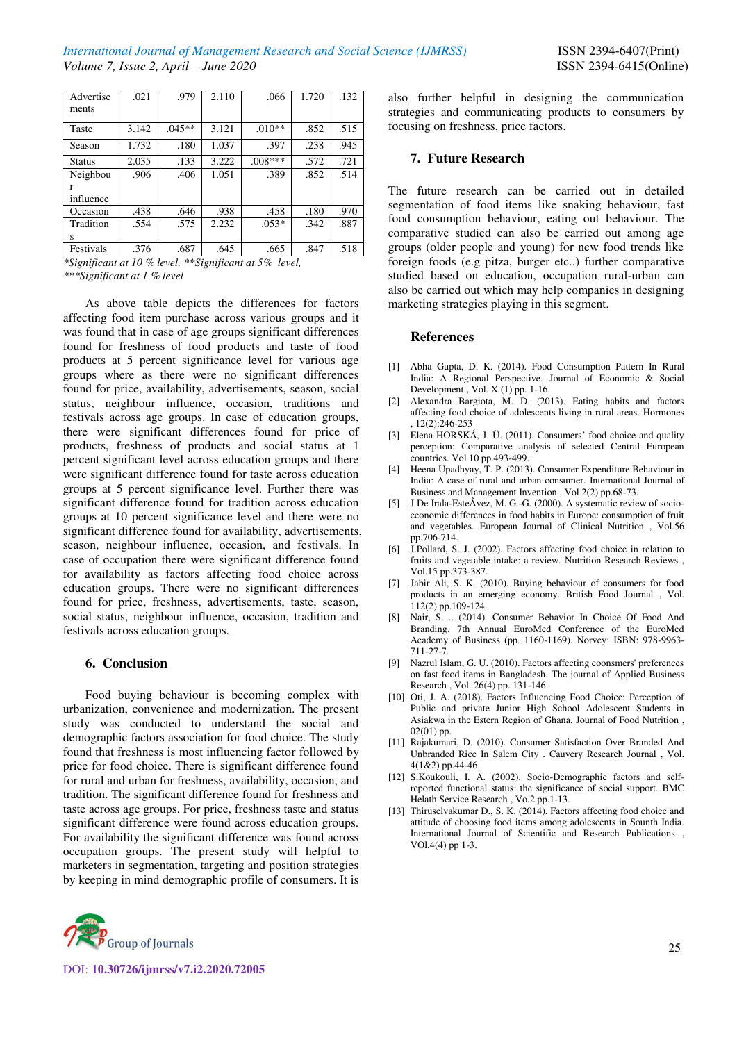| | | | | | | |
|---|---|---|---|---|---|---|
| Advertisements | .021 | .979 | 2.110 | .066 | 1.720 | .132 |
| Taste | 3.142 | .045** | 3.121 | .010** | .852 | .515 |
| Season | 1.732 | .180 | 1.037 | .397 | .238 | .945 |
| Status | 2.035 | .133 | 3.222 | .008*** | .572 | .721 |
| Neighbour influence | .906 | .406 | 1.051 | .389 | .852 | .514 |
| Occasion | .438 | .646 | .938 | .458 | .180 | .970 |
| Traditions | .554 | .575 | 2.232 | .053* | .342 | .887 |
| Festivals | .376 | .687 | .645 | .665 | .847 | .518 |

*Significant at 10 % level, **Significant at 5% level, ***Significant at 1 % level*

As above table depicts the differences for factors affecting food item purchase across various groups and it was found that in case of age groups significant differences found for freshness of food products and taste of food products at 5 percent significance level for various age groups where as there were no significant differences found for price, availability, advertisements, season, social status, neighbour influence, occasion, traditions and festivals across age groups. In case of education groups, there were significant differences found for price of products, freshness of products and social status at 1 percent significant level across education groups and there were significant difference found for taste across education groups at 5 percent significance level. Further there was significant difference found for tradition across education groups at 10 percent significance level and there were no significant difference found for availability, advertisements, season, neighbour influence, occasion, and festivals. In case of occupation there were significant difference found for availability as factors affecting food choice across education groups. There were no significant differences found for price, freshness, advertisements, taste, season, social status, neighbour influence, occasion, tradition and festivals across education groups.

## 6. Conclusion

Food buying behaviour is becoming complex with urbanization, convenience and modernization. The present study was conducted to understand the social and demographic factors association for food choice. The study found that freshness is most influencing factor followed by price for food choice. There is significant difference found for rural and urban for freshness, availability, occasion, and tradition. The significant difference found for freshness and taste across age groups. For price, freshness taste and status significant difference were found across education groups. For availability the significant difference was found across occupation groups. The present study will helpful to marketers in segmentation, targeting and position strategies by keeping in mind demographic profile of consumers. It is also further helpful in designing the communication strategies and communicating products to consumers by focusing on freshness, price factors.

## 7. Future Research

The future research can be carried out in detailed segmentation of food items like snaking behaviour, fast food consumption behaviour, eating out behaviour. The comparative studied can also be carried out among age groups (older people and young) for new food trends like foreign foods (e.g pitza, burger etc..) further comparative studied based on education, occupation rural-urban can also be carried out which may help companies in designing marketing strategies playing in this segment.

## References

[1] Abha Gupta, D. K. (2014). Food Consumption Pattern In Rural India: A Regional Perspective. Journal of Economic & Social Development , Vol. X (1) pp. 1-16.

[2] Alexandra Bargiota, M. D. (2013). Eating habits and factors affecting food choice of adolescents living in rural areas. Hormones , 12(2):246-253

[3] Elena HORSKÁ, J. Ü. (2011). Consumers' food choice and quality perception: Comparative analysis of selected Central European countries. Vol 10 pp.493-499.

[4] Heena Upadhyay, T. P. (2013). Consumer Expenditure Behaviour in India: A case of rural and urban consumer. International Journal of Business and Management Invention , Vol 2(2) pp.68-73.

[5] J De Irala-EsteÂvez, M. G.-G. (2000). A systematic review of socio-economic differences in food habits in Europe: consumption of fruit and vegetables. European Journal of Clinical Nutrition , Vol.56 pp.706-714.

[6] J.Pollard, S. J. (2002). Factors affecting food choice in relation to fruits and vegetable intake: a review. Nutrition Research Reviews , Vol.15 pp.373-387.

[7] Jabir Ali, S. K. (2010). Buying behaviour of consumers for food products in an emerging economy. British Food Journal , Vol. 112(2) pp.109-124.

[8] Nair, S. .. (2014). Consumer Behavior In Choice Of Food And Branding. 7th Annual EuroMed Conference of the EuroMed Academy of Business (pp. 1160-1169). Norvey: ISBN: 978-9963-711-27-7.

[9] Nazrul Islam, G. U. (2010). Factors affecting coonsmers' preferences on fast food items in Bangladesh. The journal of Applied Business Research , Vol. 26(4) pp. 131-146.

[10] Oti, J. A. (2018). Factors Influencing Food Choice: Perception of Public and private Junior High School Adolescent Students in Asiakwa in the Estern Region of Ghana. Journal of Food Nutrition , 02(01) pp.

[11] Rajakumari, D. (2010). Consumer Satisfaction Over Branded And Unbranded Rice In Salem City . Cauvery Research Journal , Vol. 4(1&2) pp.44-46.

[12] S.Koukouli, I. A. (2002). Socio-Demographic factors and self-reported functional status: the significance of social support. BMC Helath Service Research , Vo.2 pp.1-13.

[13] Thiruselvakumar D., S. K. (2014). Factors affecting food choice and attitude of choosing food items among adolescents in South India. International Journal of Scientific and Research Publications , VOl.4(4) pp 1-3.